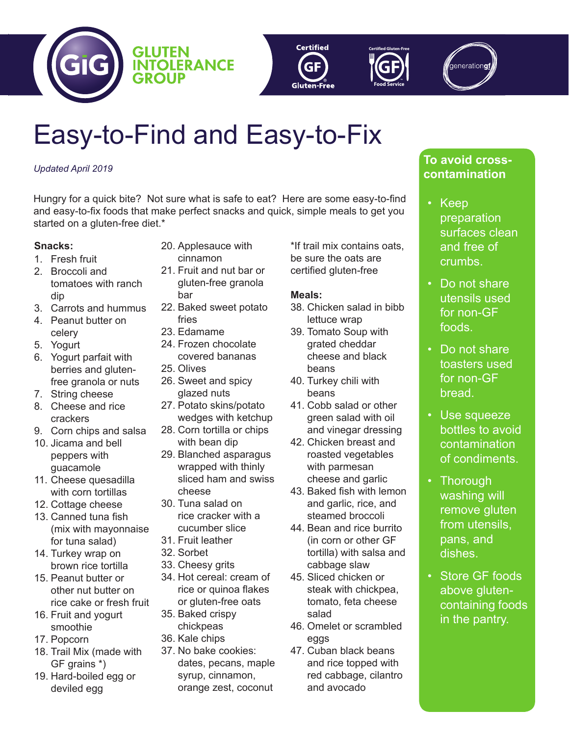# Easy-to-Find and Easy-to-Fix

*Updated April 2019*

Hungry for a quick bite? Not sure what is safe to eat? Here are some easy-to-find and easy-to-fix foods that make perfect snacks and quick, simple meals to get you started on a gluten-free diet.*

**Snacks:**

1. Fresh fruit
2. Broccoli and tomatoes with ranch dip
3. Carrots and hummus
4. Peanut butter on celery
5. Yogurt
6. Yogurt parfait with berries and gluten-free granola or nuts
7. String cheese
8. Cheese and rice crackers
9. Corn chips and salsa
10. Jicama and bell peppers with guacamole
11. Cheese quesadilla with corn tortillas
12. Cottage cheese
13. Canned tuna fish (mix with mayonnaise for tuna salad)
14. Turkey wrap on brown rice tortilla
15. Peanut butter or other nut butter on rice cake or fresh fruit
16. Fruit and yogurt smoothie
17. Popcorn
18. Trail Mix (made with GF grains *)
19. Hard-boiled egg or deviled egg
20. Applesauce with cinnamon
21. Fruit and nut bar or gluten-free granola bar
22. Baked sweet potato fries
23. Edamame
24. Frozen chocolate covered bananas
25. Olives
26. Sweet and spicy glazed nuts
27. Potato skins/potato wedges with ketchup
28. Corn tortilla or chips with bean dip
29. Blanched asparagus wrapped with thinly sliced ham and swiss cheese
30. Tuna salad on rice cracker with a cucumber slice
31. Fruit leather
32. Sorbet
33. Cheesy grits
34. Hot cereal: cream of rice or quinoa flakes or gluten-free oats
35. Baked crispy chickpeas
36. Kale chips
37. No bake cookies: dates, pecans, maple syrup, cinnamon, orange zest, coconut

*If trail mix contains oats, be sure the oats are certified gluten-free

**Meals:**

38. Chicken salad in bibb lettuce wrap
39. Tomato Soup with grated cheddar cheese and black beans
40. Turkey chili with beans
41. Cobb salad or other green salad with oil and vinegar dressing
42. Chicken breast and roasted vegetables with parmesan cheese and garlic
43. Baked fish with lemon and garlic, rice, and steamed broccoli
44. Bean and rice burrito (in corn or other GF tortilla) with salsa and cabbage slaw
45. Sliced chicken or steak with chickpea, tomato, feta cheese salad
46. Omelet or scrambled eggs
47. Cuban black beans and rice topped with red cabbage, cilantro and avocado

## To avoid cross-contamination

- Keep preparation surfaces clean and free of crumbs.
- Do not share utensils used for non-GF foods.
- Do not share toasters used for non-GF bread.
- Use squeeze bottles to avoid contamination of condiments.
- Thorough washing will remove gluten from utensils, pans, and dishes.
- Store GF foods above gluten-containing foods in the pantry.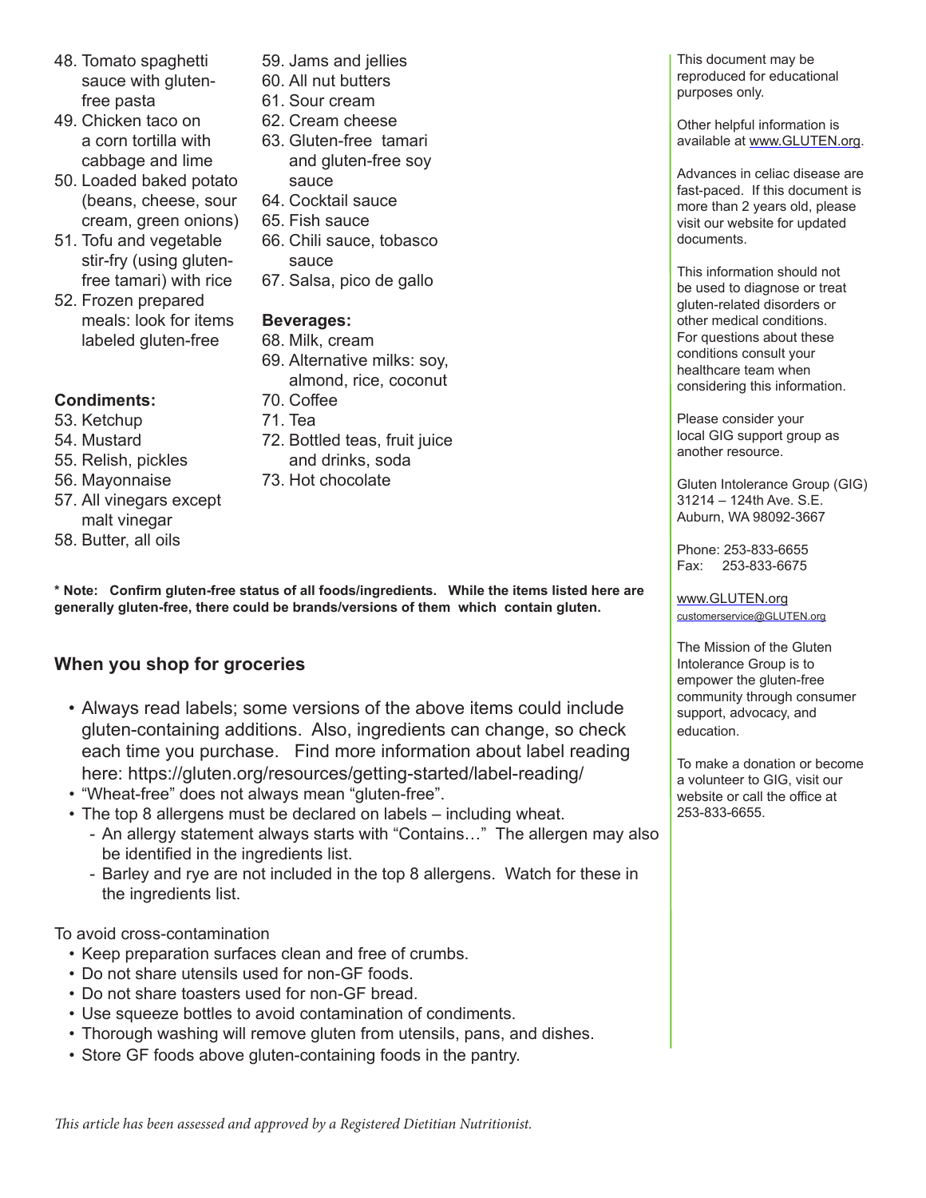48. Tomato spaghetti sauce with gluten-free pasta
49. Chicken taco on a corn tortilla with cabbage and lime
50. Loaded baked potato (beans, cheese, sour cream, green onions)
51. Tofu and vegetable stir-fry (using gluten-free tamari) with rice
52. Frozen prepared meals: look for items labeled gluten-free

**Condiments:**

53. Ketchup
54. Mustard
55. Relish, pickles
56. Mayonnaise
57. All vinegars except malt vinegar
58. Butter, all oils
59. Jams and jellies
60. All nut butters
61. Sour cream
62. Cream cheese
63. Gluten-free tamari and gluten-free soy sauce
64. Cocktail sauce
65. Fish sauce
66. Chili sauce, tobasco sauce
67. Salsa, pico de gallo

**Beverages:**

68. Milk, cream
69. Alternative milks: soy, almond, rice, coconut
70. Coffee
71. Tea
72. Bottled teas, fruit juice and drinks, soda
73. Hot chocolate

**\* Note: Confirm gluten-free status of all foods/ingredients. While the items listed here are generally gluten-free, there could be brands/versions of them which contain gluten.**

## When you shop for groceries

- Always read labels; some versions of the above items could include gluten-containing additions. Also, ingredients can change, so check each time you purchase. Find more information about label reading here: https://gluten.org/resources/getting-started/label-reading/
- "Wheat-free" does not always mean "gluten-free".
- The top 8 allergens must be declared on labels – including wheat.
  - An allergy statement always starts with "Contains…" The allergen may also be identified in the ingredients list.
  - Barley and rye are not included in the top 8 allergens. Watch for these in the ingredients list.

To avoid cross-contamination

- Keep preparation surfaces clean and free of crumbs.
- Do not share utensils used for non-GF foods.
- Do not share toasters used for non-GF bread.
- Use squeeze bottles to avoid contamination of condiments.
- Thorough washing will remove gluten from utensils, pans, and dishes.
- Store GF foods above gluten-containing foods in the pantry.

*This article has been assessed and approved by a Registered Dietitian Nutritionist.*

This document may be reproduced for educational purposes only.

Other helpful information is available at www.GLUTEN.org.

Advances in celiac disease are fast-paced. If this document is more than 2 years old, please visit our website for updated documents.

This information should not be used to diagnose or treat gluten-related disorders or other medical conditions. For questions about these conditions consult your healthcare team when considering this information.

Please consider your local GIG support group as another resource.

Gluten Intolerance Group (GIG)
31214 – 124th Ave. S.E.
Auburn, WA 98092-3667

Phone: 253-833-6655
Fax: 253-833-6675

www.GLUTEN.org
customerservice@GLUTEN.org

The Mission of the Gluten Intolerance Group is to empower the gluten-free community through consumer support, advocacy, and education.

To make a donation or become a volunteer to GIG, visit our website or call the office at 253-833-6655.